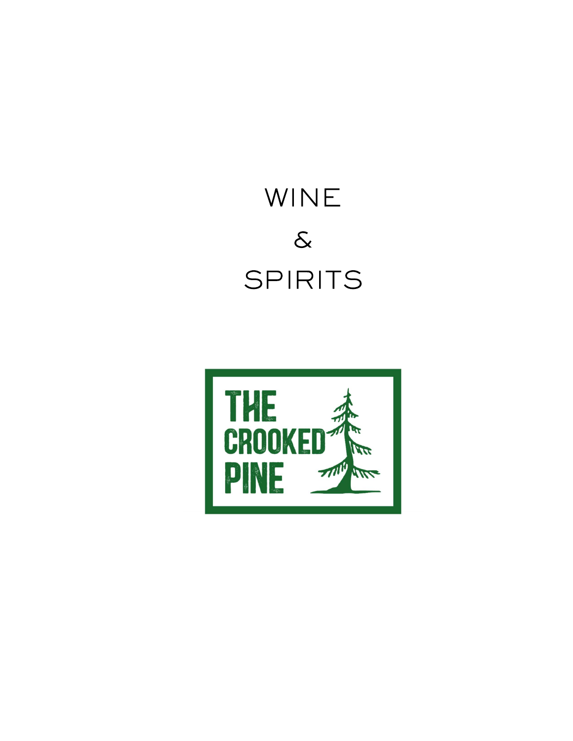# WINE

# &

# SPIRITS

THE CROOKED PINE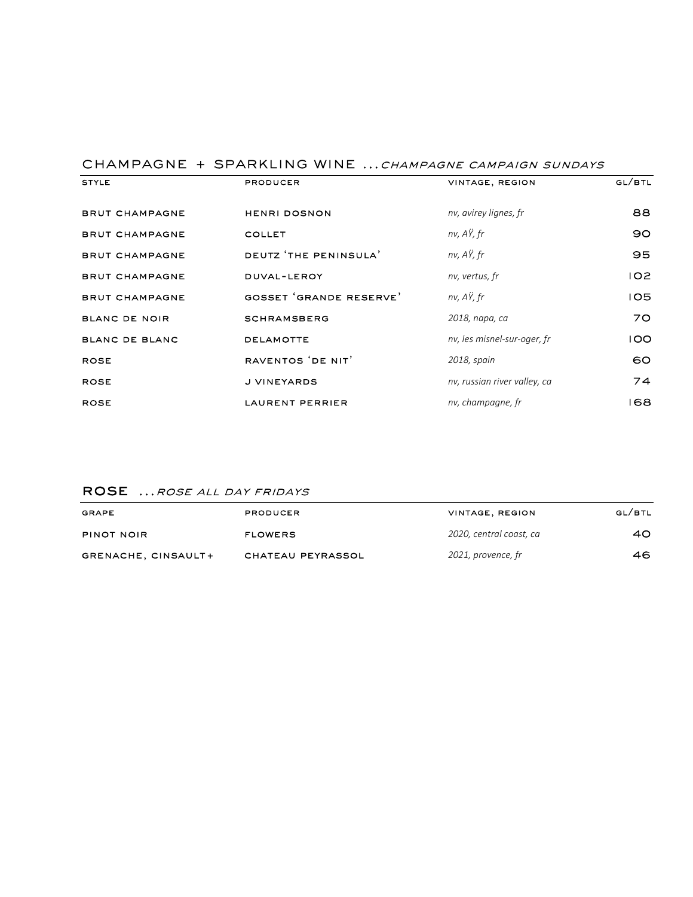## CHAMPAGNE + SPARKLING WINE ...*CHAMPAGNE CAMPAIGN SUNDAYS*

| STYLE | PRODUCER | VINTAGE, REGION | GL/BTL |
|---|---|---|---|
| BRUT CHAMPAGNE | HENRI DOSNON | *nv, avirey lignes, fr* | 88 |
| BRUT CHAMPAGNE | COLLET | *nv, AŸ, fr* | 90 |
| BRUT CHAMPAGNE | DEUTZ 'THE PENINSULA' | *nv, AŸ, fr* | 95 |
| BRUT CHAMPAGNE | DUVAL-LEROY | *nv, vertus, fr* | 102 |
| BRUT CHAMPAGNE | GOSSET 'GRANDE RESERVE' | *nv, AŸ, fr* | 105 |
| BLANC DE NOIR | SCHRAMSBERG | *2018, napa, ca* | 70 |
| BLANC DE BLANC | DELAMOTTE | *nv, les misnel-sur-oger, fr* | 100 |
| ROSE | RAVENTOS 'DE NIT' | *2018, spain* | 60 |
| ROSE | J VINEYARDS | *nv, russian river valley, ca* | 74 |
| ROSE | LAURENT PERRIER | *nv, champagne, fr* | 168 |

## ROSE ...*ROSE ALL DAY FRIDAYS*

| GRAPE | PRODUCER | VINTAGE, REGION | GL/BTL |
|---|---|---|---|
| PINOT NOIR | FLOWERS | *2020, central coast, ca* | 40 |
| GRENACHE, CINSAULT+ | CHATEAU PEYRASSOL | *2021, provence, fr* | 46 |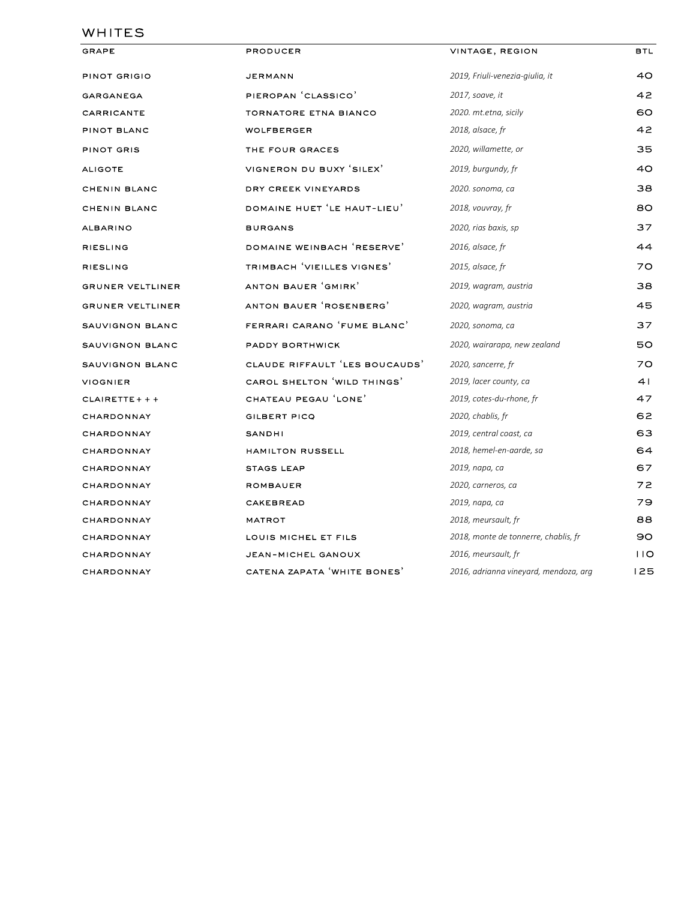## WHITES

| GRAPE | PRODUCER | VINTAGE, REGION | BTL |
|---|---|---|---|
| PINOT GRIGIO | JERMANN | *2019, Friuli-venezia-giulia, it* | 40 |
| GARGANEGA | PIEROPAN 'CLASSICO' | *2017, soave, it* | 42 |
| CARRICANTE | TORNATORE ETNA BIANCO | *2020. mt.etna, sicily* | 60 |
| PINOT BLANC | WOLFBERGER | *2018, alsace, fr* | 42 |
| PINOT GRIS | THE FOUR GRACES | *2020, willamette, or* | 35 |
| ALIGOTE | VIGNERON DU BUXY 'SILEX' | *2019, burgundy, fr* | 40 |
| CHENIN BLANC | DRY CREEK VINEYARDS | *2020. sonoma, ca* | 38 |
| CHENIN BLANC | DOMAINE HUET 'LE HAUT-LIEU' | *2018, vouvray, fr* | 80 |
| ALBARINO | BURGANS | *2020, rias baxis, sp* | 37 |
| RIESLING | DOMAINE WEINBACH 'RESERVE' | *2016, alsace, fr* | 44 |
| RIESLING | TRIMBACH 'VIEILLES VIGNES' | *2015, alsace, fr* | 70 |
| GRUNER VELTLINER | ANTON BAUER 'GMIRK' | *2019, wagram, austria* | 38 |
| GRUNER VELTLINER | ANTON BAUER 'ROSENBERG' | *2020, wagram, austria* | 45 |
| SAUVIGNON BLANC | FERRARI CARANO 'FUME BLANC' | *2020, sonoma, ca* | 37 |
| SAUVIGNON BLANC | PADDY BORTHWICK | *2020, wairarapa, new zealand* | 50 |
| SAUVIGNON BLANC | CLAUDE RIFFAULT 'LES BOUCAUDS' | *2020, sancerre, fr* | 70 |
| VIOGNIER | CAROL SHELTON 'WILD THINGS' | *2019, lacer county, ca* | 41 |
| CLAIRETTE+++ | CHATEAU PEGAU 'LONE' | *2019, cotes-du-rhone, fr* | 47 |
| CHARDONNAY | GILBERT PICQ | *2020, chablis, fr* | 62 |
| CHARDONNAY | SANDHI | *2019, central coast, ca* | 63 |
| CHARDONNAY | HAMILTON RUSSELL | *2018, hemel-en-aarde, sa* | 64 |
| CHARDONNAY | STAGS LEAP | *2019, napa, ca* | 67 |
| CHARDONNAY | ROMBAUER | *2020, carneros, ca* | 72 |
| CHARDONNAY | CAKEBREAD | *2019, napa, ca* | 79 |
| CHARDONNAY | MATROT | *2018, meursault, fr* | 88 |
| CHARDONNAY | LOUIS MICHEL ET FILS | *2018, monte de tonnerre, chablis, fr* | 90 |
| CHARDONNAY | JEAN-MICHEL GANOUX | *2016, meursault, fr* | 110 |
| CHARDONNAY | CATENA ZAPATA 'WHITE BONES' | *2016, adrianna vineyard, mendoza, arg* | 125 |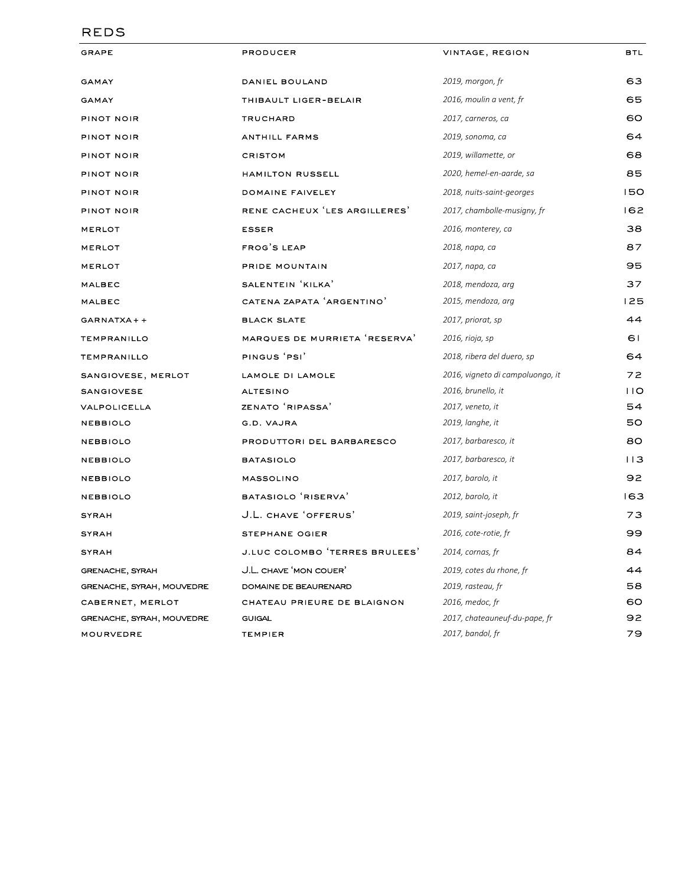## REDS

| GRAPE | PRODUCER | VINTAGE, REGION | BTL |
|---|---|---|---|
| GAMAY | DANIEL BOULAND | *2019, morgon, fr* | 63 |
| GAMAY | THIBAULT LIGER-BELAIR | *2016, moulin a vent, fr* | 65 |
| PINOT NOIR | TRUCHARD | *2017, carneros, ca* | 60 |
| PINOT NOIR | ANTHILL FARMS | *2019, sonoma, ca* | 64 |
| PINOT NOIR | CRISTOM | *2019, willamette, or* | 68 |
| PINOT NOIR | HAMILTON RUSSELL | *2020, hemel-en-aarde, sa* | 85 |
| PINOT NOIR | DOMAINE FAIVELEY | *2018, nuits-saint-georges* | 150 |
| PINOT NOIR | RENE CACHEUX 'LES ARGILLERES' | *2017, chambolle-musigny, fr* | 162 |
| MERLOT | ESSER | *2016, monterey, ca* | 38 |
| MERLOT | FROG'S LEAP | *2018, napa, ca* | 87 |
| MERLOT | PRIDE MOUNTAIN | *2017, napa, ca* | 95 |
| MALBEC | SALENTEIN 'KILKA' | *2018, mendoza, arg* | 37 |
| MALBEC | CATENA ZAPATA 'ARGENTINO' | *2015, mendoza, arg* | 125 |
| GARNATXA++ | BLACK SLATE | *2017, priorat, sp* | 44 |
| TEMPRANILLO | MARQUES DE MURRIETA 'RESERVA' | *2016, rioja, sp* | 61 |
| TEMPRANILLO | PINGUS 'PSI' | *2018, ribera del duero, sp* | 64 |
| SANGIOVESE, MERLOT | LAMOLE DI LAMOLE | *2016, vigneto di campoluongo, it* | 72 |
| SANGIOVESE | ALTESINO | *2016, brunello, it* | 110 |
| VALPOLICELLA | ZENATO 'RIPASSA' | *2017, veneto, it* | 54 |
| NEBBIOLO | G.D. VAJRA | *2019, langhe, it* | 50 |
| NEBBIOLO | PRODUTTORI DEL BARBARESCO | *2017, barbaresco, it* | 80 |
| NEBBIOLO | BATASIOLO | *2017, barbaresco, it* | 113 |
| NEBBIOLO | MASSOLINO | *2017, barolo, it* | 92 |
| NEBBIOLO | BATASIOLO 'RISERVA' | *2012, barolo, it* | 163 |
| SYRAH | J.L. CHAVE 'OFFERUS' | *2019, saint-joseph, fr* | 73 |
| SYRAH | STEPHANE OGIER | *2016, cote-rotie, fr* | 99 |
| SYRAH | J.LUC COLOMBO 'TERRES BRULEES' | *2014, cornas, fr* | 84 |
| GRENACHE, SYRAH | J.L. CHAVE 'MON COUER' | *2019, cotes du rhone, fr* | 44 |
| GRENACHE, SYRAH, MOUVEDRE | DOMAINE DE BEAURENARD | *2019, rasteau, fr* | 58 |
| CABERNET, MERLOT | CHATEAU PRIEURE DE BLAIGNON | *2016, medoc, fr* | 60 |
| GRENACHE, SYRAH, MOUVEDRE | GUIGAL | *2017, chateauneuf-du-pape, fr* | 92 |
| MOURVEDRE | TEMPIER | *2017, bandol, fr* | 79 |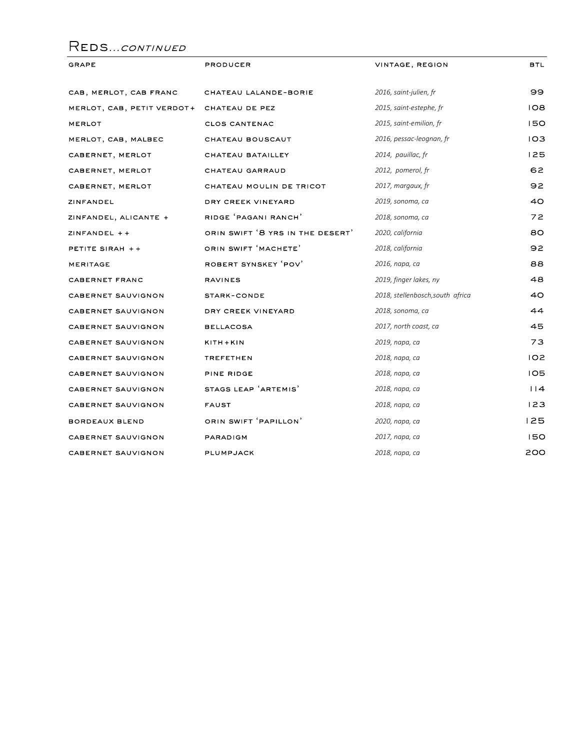## Reds...continued

| GRAPE | PRODUCER | VINTAGE, REGION | BTL |
|---|---|---|---|
| cab, merlot, cab franc | chateau lalande-borie | *2016, saint-julien, fr* | 99 |
| merlot, cab, petit verdot+ | chateau de pez | *2015, saint-estephe, fr* | 108 |
| merlot | clos cantenac | *2015, saint-emilion, fr* | 150 |
| merlot, cab, malbec | chateau bouscaut | *2016, pessac-leognan, fr* | 103 |
| cabernet, merlot | chateau batailley | *2014, pauillac, fr* | 125 |
| cabernet, merlot | chateau garraud | *2012, pomerol, fr* | 62 |
| cabernet, merlot | chateau moulin de tricot | *2017, margaux, fr* | 92 |
| zinfandel | dry creek vineyard | *2019, sonoma, ca* | 40 |
| zinfandel, alicante + | ridge 'pagani ranch' | *2018, sonoma, ca* | 72 |
| zinfandel ++ | orin swift '8 yrs in the desert' | *2020, california* | 80 |
| petite sirah ++ | orin swift 'machete' | *2018, california* | 92 |
| meritage | robert synskey 'pov' | *2016, napa, ca* | 88 |
| cabernet franc | ravines | *2019, finger lakes, ny* | 48 |
| cabernet sauvignon | stark-conde | *2018, stellenbosch,south africa* | 40 |
| cabernet sauvignon | dry creek vineyard | *2018, sonoma, ca* | 44 |
| cabernet sauvignon | bellacosa | *2017, north coast, ca* | 45 |
| cabernet sauvignon | kith+kin | *2019, napa, ca* | 73 |
| cabernet sauvignon | trefethen | *2018, napa, ca* | 102 |
| cabernet sauvignon | pine ridge | *2018, napa, ca* | 105 |
| cabernet sauvignon | stags leap 'artemis' | *2018, napa, ca* | 114 |
| cabernet sauvignon | faust | *2018, napa, ca* | 123 |
| bordeaux blend | orin swift 'papillon' | *2020, napa, ca* | 125 |
| cabernet sauvignon | paradigm | *2017, napa, ca* | 150 |
| cabernet sauvignon | plumpjack | *2018, napa, ca* | 200 |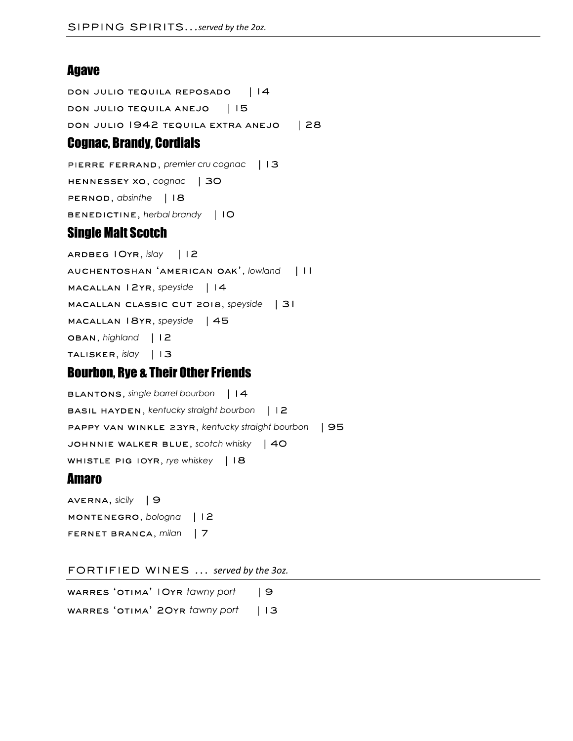## SIPPING SPIRITS…*served by the 2oz.*

### Agave

DON JULIO TEQUILA REPOSADO | 14

DON JULIO TEQUILA ANEJO | 15

DON JULIO 1942 TEQUILA EXTRA ANEJO | 28

### Cognac, Brandy, Cordials

PIERRE FERRAND, *premier cru cognac* | 13

HENNESSEY XO, *cognac* | 30

PERNOD, *absinthe* | 18

BENEDICTINE, *herbal brandy* | 10

### Single Malt Scotch

ARDBEG 10YR, *islay* | 12

AUCHENTOSHAN 'AMERICAN OAK', *lowland* | 11

MACALLAN 12YR, *speyside* | 14

MACALLAN CLASSIC CUT 2018, *speyside* | 31

MACALLAN 18YR, *speyside* | 45

OBAN, *highland* | 12

TALISKER, *islay* | 13

### Bourbon, Rye & Their Other Friends

BLANTONS, *single barrel bourbon* | 14

BASIL HAYDEN, *kentucky straight bourbon* | 12

PAPPY VAN WINKLE 23YR, *kentucky straight bourbon* | 95

JOHNNIE WALKER BLUE, *scotch whisky* | 40

WHISTLE PIG 10YR, *rye whiskey* | 18

### Amaro

AVERNA, *sicily* | 9

MONTENEGRO, *bologna* | 12

FERNET BRANCA, *milan* | 7

## FORTIFIED WINES … *served by the 3oz.*

WARRES 'OTIMA' 10YR *tawny port* | 9

WARRES 'OTIMA' 20YR *tawny port* | 13